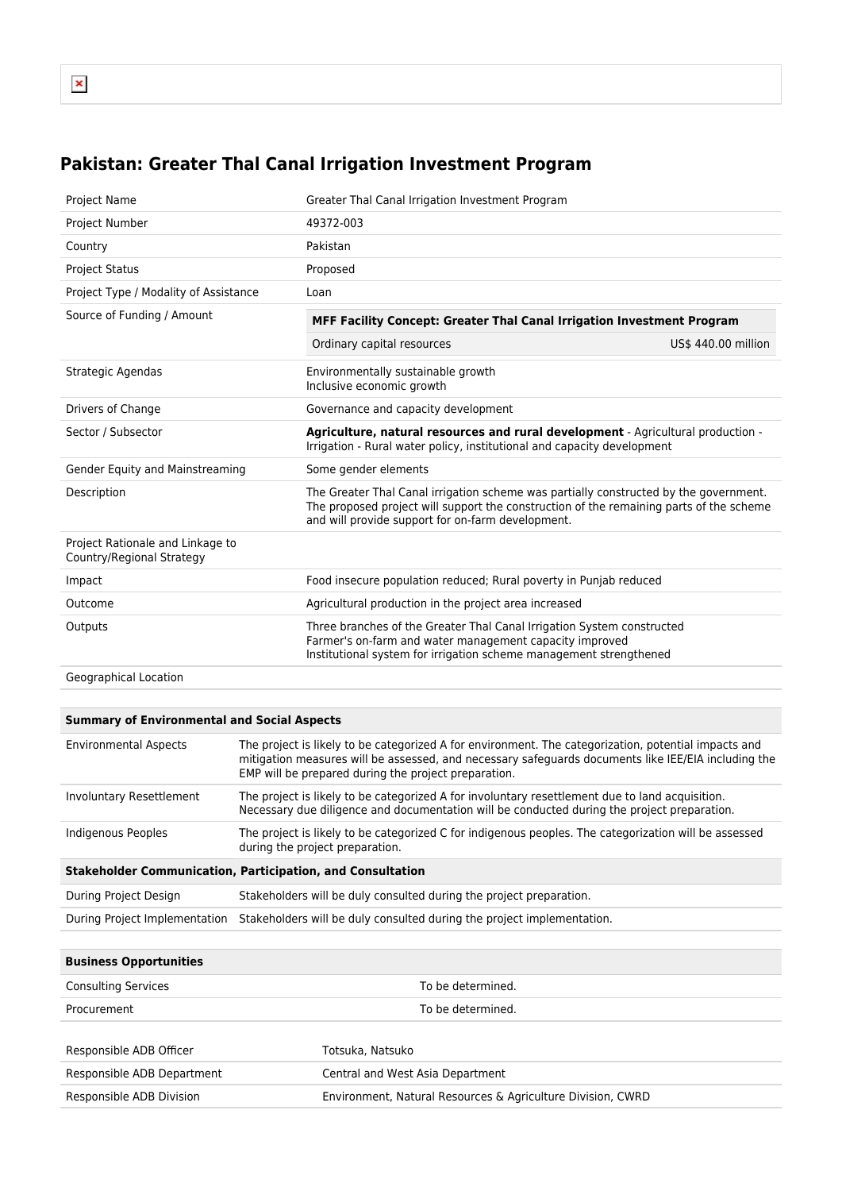# Pakistan: Greater Thal Canal Irrigation Investment Program

| | |
|---|---|
| Project Name | Greater Thal Canal Irrigation Investment Program |
| Project Number | 49372-003 |
| Country | Pakistan |
| Project Status | Proposed |
| Project Type / Modality of Assistance | Loan |
| Source of Funding / Amount | **MFF Facility Concept: Greater Thal Canal Irrigation Investment Program**<br>Ordinary capital resources US$ 440.00 million |
| Strategic Agendas | Environmentally sustainable growth<br>Inclusive economic growth |
| Drivers of Change | Governance and capacity development |
| Sector / Subsector | **Agriculture, natural resources and rural development** - Agricultural production - Irrigation - Rural water policy, institutional and capacity development |
| Gender Equity and Mainstreaming | Some gender elements |
| Description | The Greater Thal Canal irrigation scheme was partially constructed by the government. The proposed project will support the construction of the remaining parts of the scheme and will provide support for on-farm development. |
| Project Rationale and Linkage to Country/Regional Strategy | |
| Impact | Food insecure population reduced; Rural poverty in Punjab reduced |
| Outcome | Agricultural production in the project area increased |
| Outputs | Three branches of the Greater Thal Canal Irrigation System constructed<br>Farmer's on-farm and water management capacity improved<br>Institutional system for irrigation scheme management strengthened |
| Geographical Location | |

| **Summary of Environmental and Social Aspects** | |
|---|---|
| Environmental Aspects | The project is likely to be categorized A for environment. The categorization, potential impacts and mitigation measures will be assessed, and necessary safeguards documents like IEE/EIA including the EMP will be prepared during the project preparation. |
| Involuntary Resettlement | The project is likely to be categorized A for involuntary resettlement due to land acquisition. Necessary due diligence and documentation will be conducted during the project preparation. |
| Indigenous Peoples | The project is likely to be categorized C for indigenous peoples. The categorization will be assessed during the project preparation. |
| **Stakeholder Communication, Participation, and Consultation** | |
| During Project Design | Stakeholders will be duly consulted during the project preparation. |
| During Project Implementation | Stakeholders will be duly consulted during the project implementation. |

| **Business Opportunities** | |
|---|---|
| Consulting Services | To be determined. |
| Procurement | To be determined. |

| | |
|---|---|
| Responsible ADB Officer | Totsuka, Natsuko |
| Responsible ADB Department | Central and West Asia Department |
| Responsible ADB Division | Environment, Natural Resources & Agriculture Division, CWRD |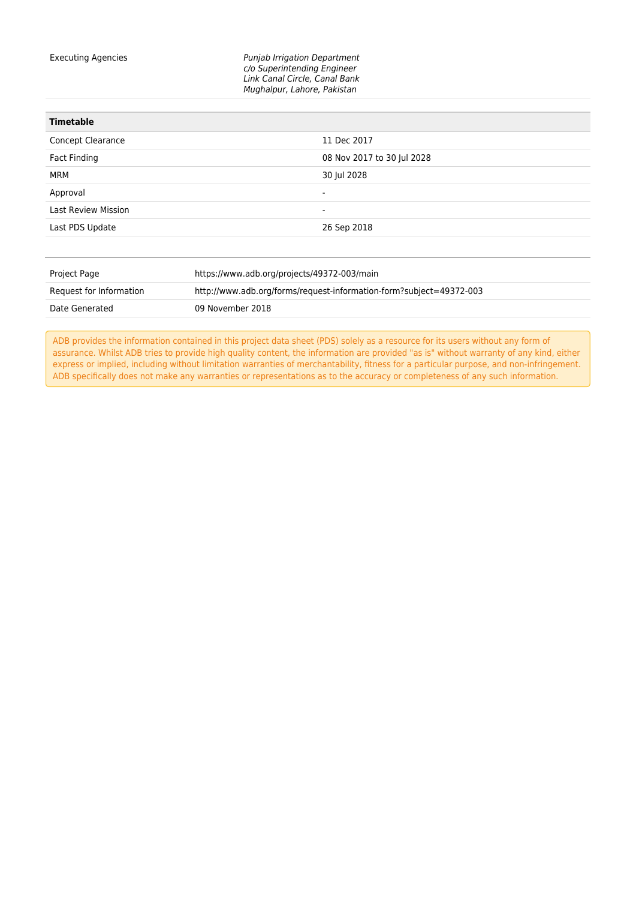| | |
|---|---|
| Executing Agencies | *Punjab Irrigation Department*<br>*c/o Superintending Engineer*<br>*Link Canal Circle, Canal Bank*<br>*Mughalpur, Lahore, Pakistan* |

| **Timetable** | |
|---|---|
| Concept Clearance | 11 Dec 2017 |
| Fact Finding | 08 Nov 2017 to 30 Jul 2028 |
| MRM | 30 Jul 2028 |
| Approval | - |
| Last Review Mission | - |
| Last PDS Update | 26 Sep 2018 |

| | |
|---|---|
| Project Page | https://www.adb.org/projects/49372-003/main |
| Request for Information | http://www.adb.org/forms/request-information-form?subject=49372-003 |
| Date Generated | 09 November 2018 |

ADB provides the information contained in this project data sheet (PDS) solely as a resource for its users without any form of assurance. Whilst ADB tries to provide high quality content, the information are provided "as is" without warranty of any kind, either express or implied, including without limitation warranties of merchantability, fitness for a particular purpose, and non-infringement. ADB specifically does not make any warranties or representations as to the accuracy or completeness of any such information.